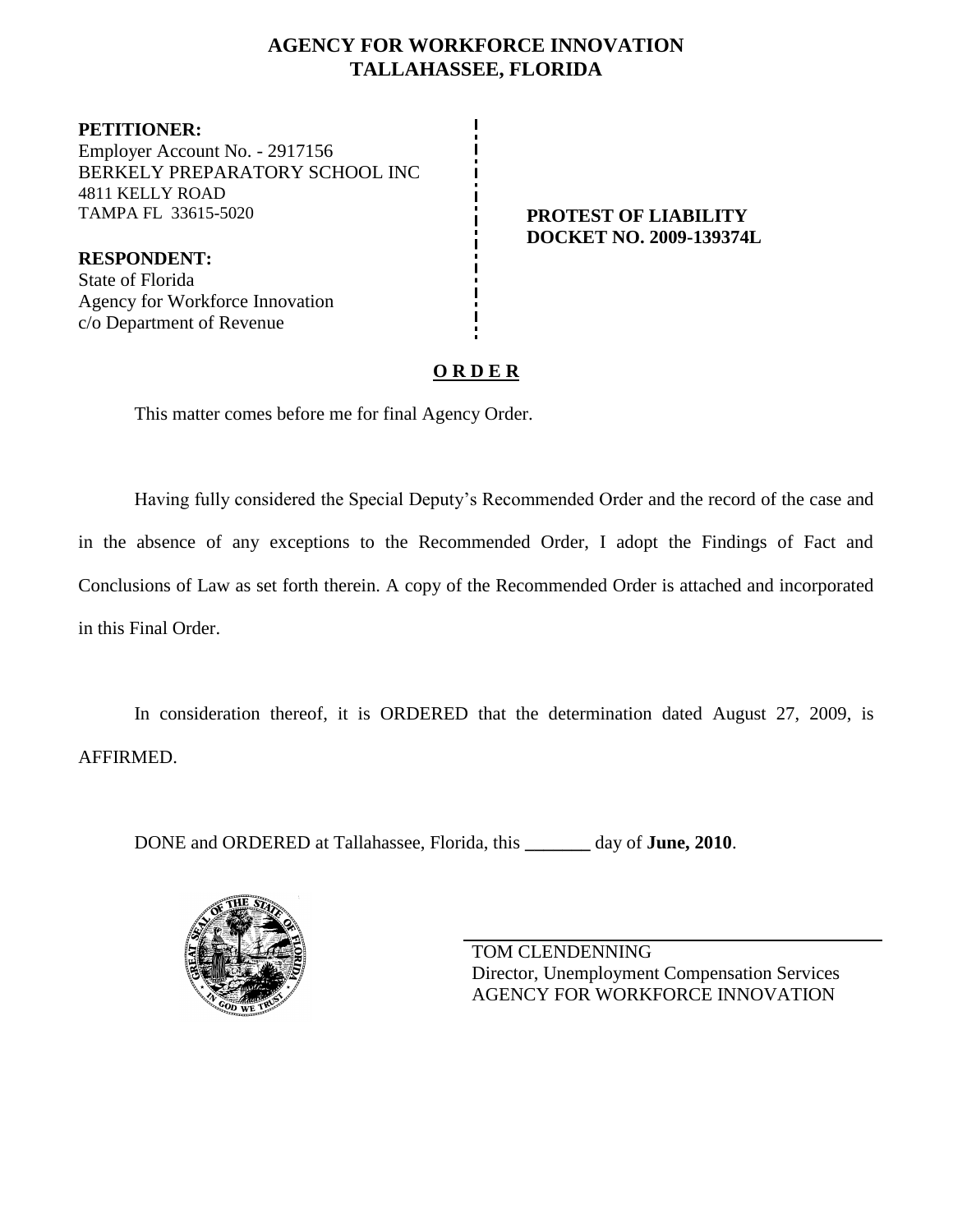# AGENCY FOR WORKFORCE INNOVATION
# TALLAHASSEE, FLORIDA

**PETITIONER:**
Employer Account No. - 2917156
BERKELY PREPARATORY SCHOOL INC
4811 KELLY ROAD
TAMPA FL 33615-5020

**RESPONDENT:**
State of Florida
Agency for Workforce Innovation
c/o Department of Revenue

**PROTEST OF LIABILITY**
**DOCKET NO. 2009-139374L**

## O R D E R

This matter comes before me for final Agency Order.

Having fully considered the Special Deputy's Recommended Order and the record of the case and in the absence of any exceptions to the Recommended Order, I adopt the Findings of Fact and Conclusions of Law as set forth therein. A copy of the Recommended Order is attached and incorporated in this Final Order.

In consideration thereof, it is ORDERED that the determination dated August 27, 2009, is AFFIRMED.

DONE and ORDERED at Tallahassee, Florida, this _______ day of **June, 2010**.

TOM CLENDENNING
Director, Unemployment Compensation Services
AGENCY FOR WORKFORCE INNOVATION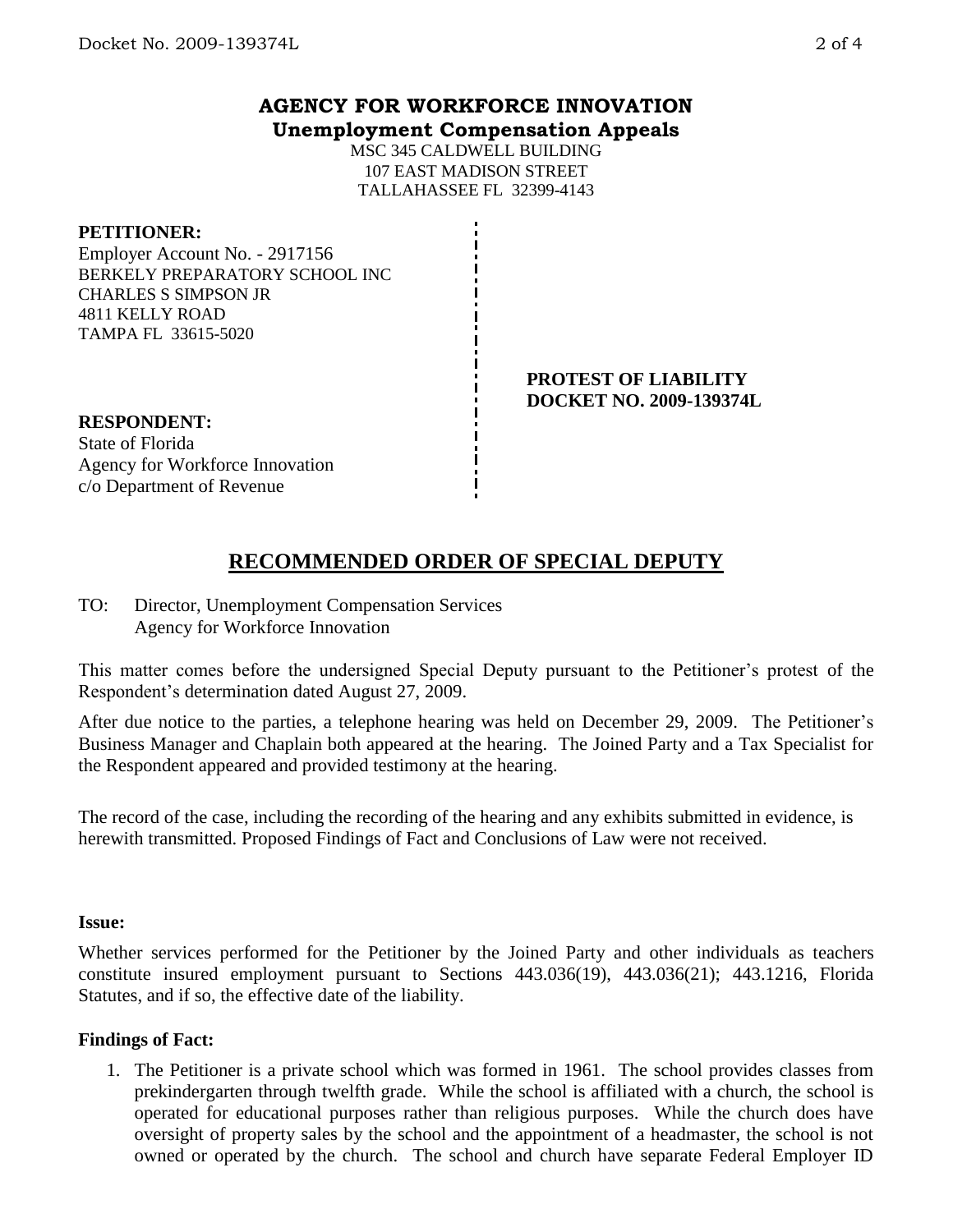## AGENCY FOR WORKFORCE INNOVATION
**Unemployment Compensation Appeals**

MSC 345 CALDWELL BUILDING
107 EAST MADISON STREET
TALLAHASSEE FL 32399-4143

**PETITIONER:**
Employer Account No. - 2917156
BERKELY PREPARATORY SCHOOL INC
CHARLES S SIMPSON JR
4811 KELLY ROAD
TAMPA FL 33615-5020

**PROTEST OF LIABILITY**
**DOCKET NO. 2009-139374L**

**RESPONDENT:**
State of Florida
Agency for Workforce Innovation
c/o Department of Revenue

# RECOMMENDED ORDER OF SPECIAL DEPUTY

TO: Director, Unemployment Compensation Services
Agency for Workforce Innovation

This matter comes before the undersigned Special Deputy pursuant to the Petitioner's protest of the Respondent's determination dated August 27, 2009.

After due notice to the parties, a telephone hearing was held on December 29, 2009. The Petitioner's Business Manager and Chaplain both appeared at the hearing. The Joined Party and a Tax Specialist for the Respondent appeared and provided testimony at the hearing.

The record of the case, including the recording of the hearing and any exhibits submitted in evidence, is herewith transmitted. Proposed Findings of Fact and Conclusions of Law were not received.

**Issue:**

Whether services performed for the Petitioner by the Joined Party and other individuals as teachers constitute insured employment pursuant to Sections 443.036(19), 443.036(21); 443.1216, Florida Statutes, and if so, the effective date of the liability.

**Findings of Fact:**

1. The Petitioner is a private school which was formed in 1961. The school provides classes from prekindergarten through twelfth grade. While the school is affiliated with a church, the school is operated for educational purposes rather than religious purposes. While the church does have oversight of property sales by the school and the appointment of a headmaster, the school is not owned or operated by the church. The school and church have separate Federal Employer ID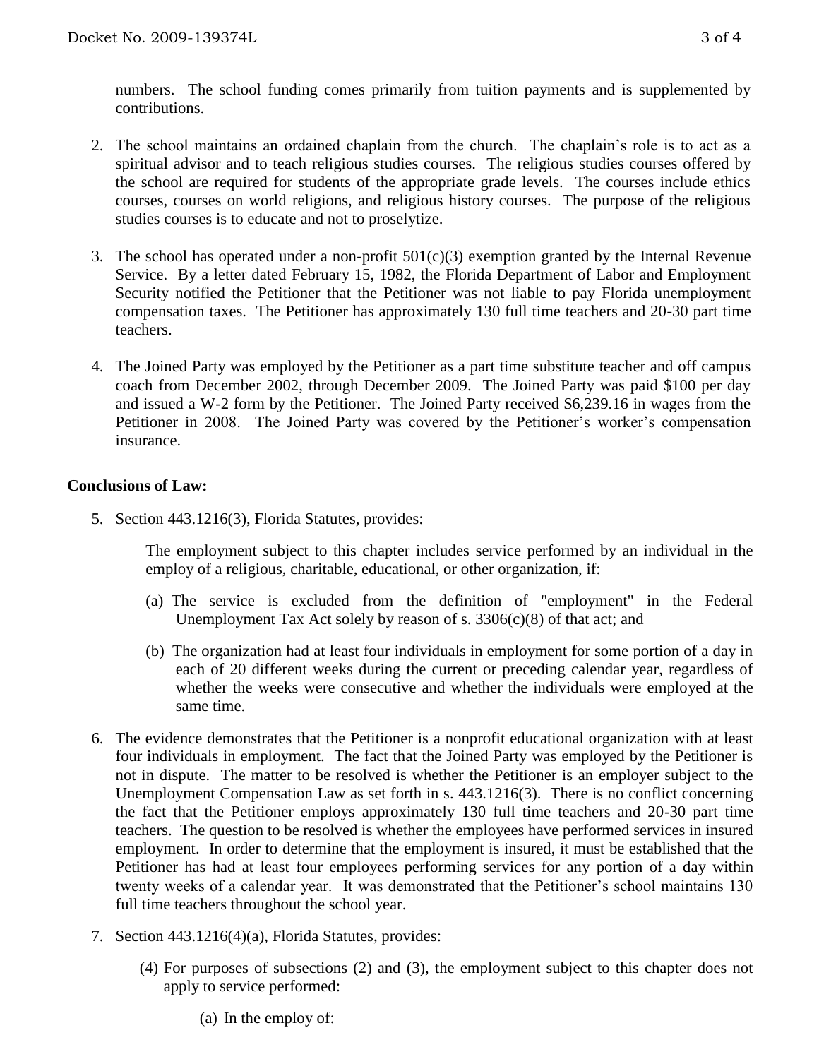numbers. The school funding comes primarily from tuition payments and is supplemented by contributions.

2. The school maintains an ordained chaplain from the church. The chaplain's role is to act as a spiritual advisor and to teach religious studies courses. The religious studies courses offered by the school are required for students of the appropriate grade levels. The courses include ethics courses, courses on world religions, and religious history courses. The purpose of the religious studies courses is to educate and not to proselytize.

3. The school has operated under a non-profit 501(c)(3) exemption granted by the Internal Revenue Service. By a letter dated February 15, 1982, the Florida Department of Labor and Employment Security notified the Petitioner that the Petitioner was not liable to pay Florida unemployment compensation taxes. The Petitioner has approximately 130 full time teachers and 20-30 part time teachers.

4. The Joined Party was employed by the Petitioner as a part time substitute teacher and off campus coach from December 2002, through December 2009. The Joined Party was paid $100 per day and issued a W-2 form by the Petitioner. The Joined Party received $6,239.16 in wages from the Petitioner in 2008. The Joined Party was covered by the Petitioner's worker's compensation insurance.

## Conclusions of Law:

5. Section 443.1216(3), Florida Statutes, provides:

   The employment subject to this chapter includes service performed by an individual in the employ of a religious, charitable, educational, or other organization, if:

   (a) The service is excluded from the definition of "employment" in the Federal Unemployment Tax Act solely by reason of s. 3306(c)(8) of that act; and

   (b) The organization had at least four individuals in employment for some portion of a day in each of 20 different weeks during the current or preceding calendar year, regardless of whether the weeks were consecutive and whether the individuals were employed at the same time.

6. The evidence demonstrates that the Petitioner is a nonprofit educational organization with at least four individuals in employment. The fact that the Joined Party was employed by the Petitioner is not in dispute. The matter to be resolved is whether the Petitioner is an employer subject to the Unemployment Compensation Law as set forth in s. 443.1216(3). There is no conflict concerning the fact that the Petitioner employs approximately 130 full time teachers and 20-30 part time teachers. The question to be resolved is whether the employees have performed services in insured employment. In order to determine that the employment is insured, it must be established that the Petitioner has had at least four employees performing services for any portion of a day within twenty weeks of a calendar year. It was demonstrated that the Petitioner's school maintains 130 full time teachers throughout the school year.

7. Section 443.1216(4)(a), Florida Statutes, provides:

   (4) For purposes of subsections (2) and (3), the employment subject to this chapter does not apply to service performed:

      (a) In the employ of: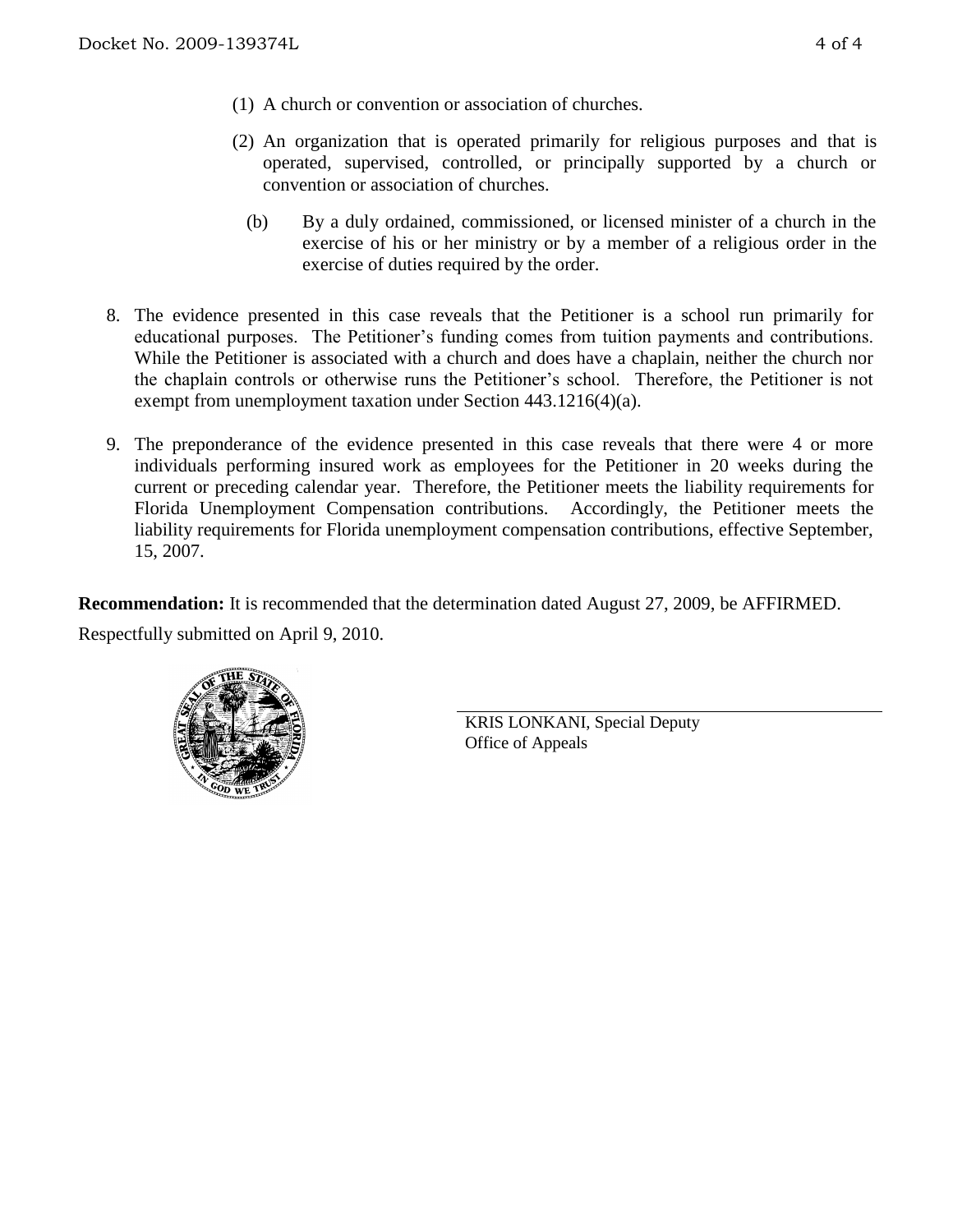(1) A church or convention or association of churches.

(2) An organization that is operated primarily for religious purposes and that is operated, supervised, controlled, or principally supported by a church or convention or association of churches.

(b) By a duly ordained, commissioned, or licensed minister of a church in the exercise of his or her ministry or by a member of a religious order in the exercise of duties required by the order.

8. The evidence presented in this case reveals that the Petitioner is a school run primarily for educational purposes. The Petitioner's funding comes from tuition payments and contributions. While the Petitioner is associated with a church and does have a chaplain, neither the church nor the chaplain controls or otherwise runs the Petitioner's school. Therefore, the Petitioner is not exempt from unemployment taxation under Section 443.1216(4)(a).

9. The preponderance of the evidence presented in this case reveals that there were 4 or more individuals performing insured work as employees for the Petitioner in 20 weeks during the current or preceding calendar year. Therefore, the Petitioner meets the liability requirements for Florida Unemployment Compensation contributions. Accordingly, the Petitioner meets the liability requirements for Florida unemployment compensation contributions, effective September, 15, 2007.

**Recommendation:** It is recommended that the determination dated August 27, 2009, be AFFIRMED.

Respectfully submitted on April 9, 2010.

KRIS LONKANI, Special Deputy
Office of Appeals